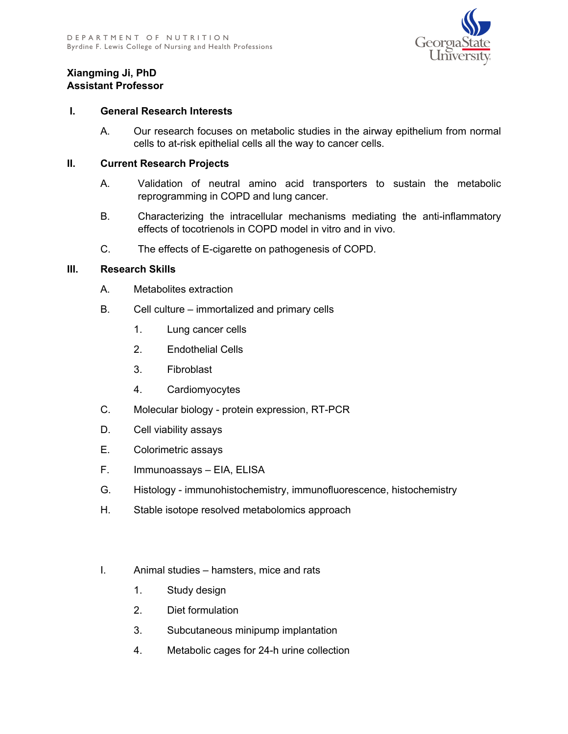DEPARTMENT OF NUTRITION
Byrdine F. Lewis College of Nursing and Health Professions

**Xiangming Ji, PhD**
**Assistant Professor**

## I. General Research Interests

A. Our research focuses on metabolic studies in the airway epithelium from normal cells to at-risk epithelial cells all the way to cancer cells.

## II. Current Research Projects

A. Validation of neutral amino acid transporters to sustain the metabolic reprogramming in COPD and lung cancer.

B. Characterizing the intracellular mechanisms mediating the anti-inflammatory effects of tocotrienols in COPD model in vitro and in vivo.

C. The effects of E-cigarette on pathogenesis of COPD.

## III. Research Skills

A. Metabolites extraction

B. Cell culture – immortalized and primary cells

1. Lung cancer cells
2. Endothelial Cells
3. Fibroblast
4. Cardiomyocytes

C. Molecular biology - protein expression, RT-PCR

D. Cell viability assays

E. Colorimetric assays

F. Immunoassays – EIA, ELISA

G. Histology - immunohistochemistry, immunofluorescence, histochemistry

H. Stable isotope resolved metabolomics approach

I. Animal studies – hamsters, mice and rats

1. Study design
2. Diet formulation
3. Subcutaneous minipump implantation
4. Metabolic cages for 24-h urine collection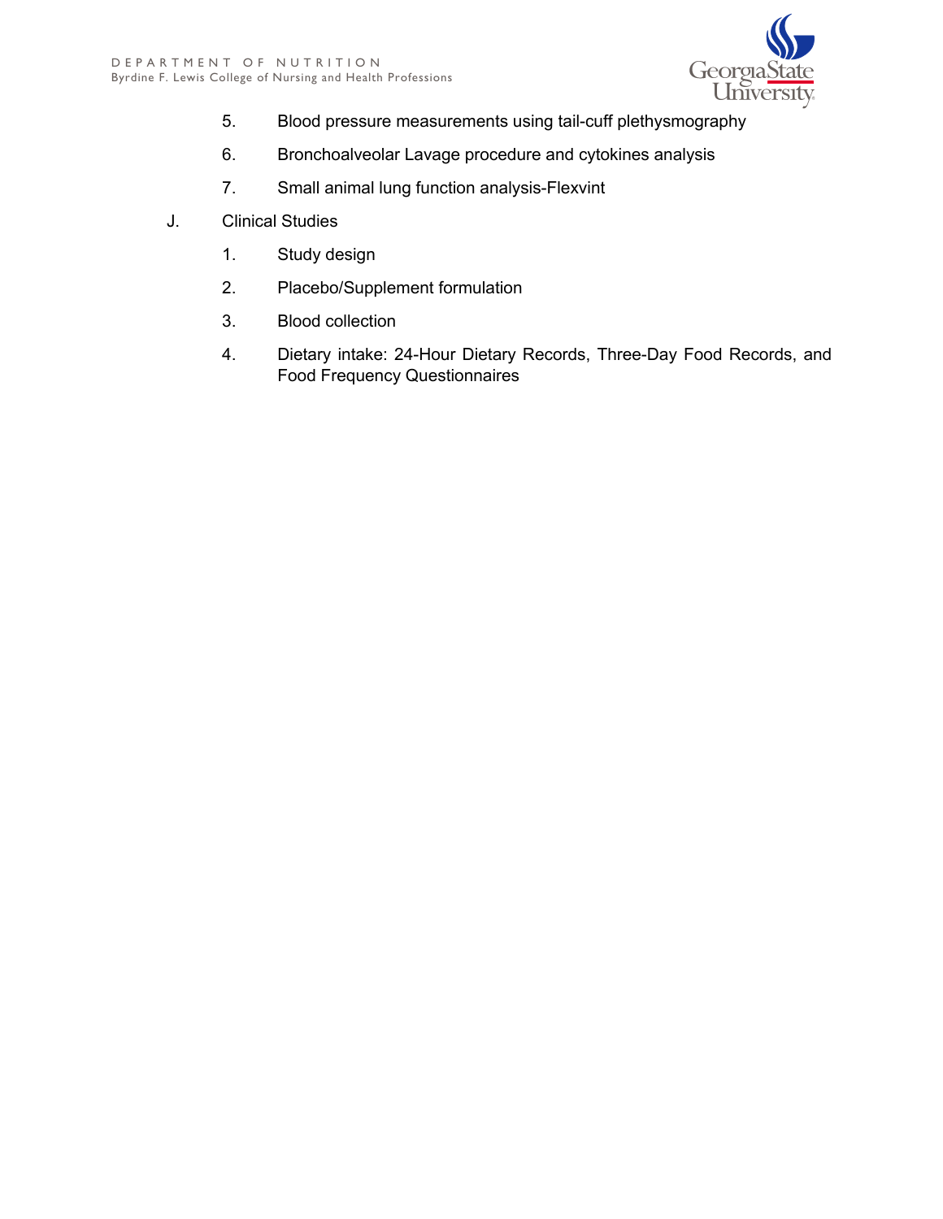5. Blood pressure measurements using tail-cuff plethysmography
6. Bronchoalveolar Lavage procedure and cytokines analysis
7. Small animal lung function analysis-Flexvint

J. Clinical Studies

1. Study design
2. Placebo/Supplement formulation
3. Blood collection
4. Dietary intake: 24-Hour Dietary Records, Three-Day Food Records, and Food Frequency Questionnaires